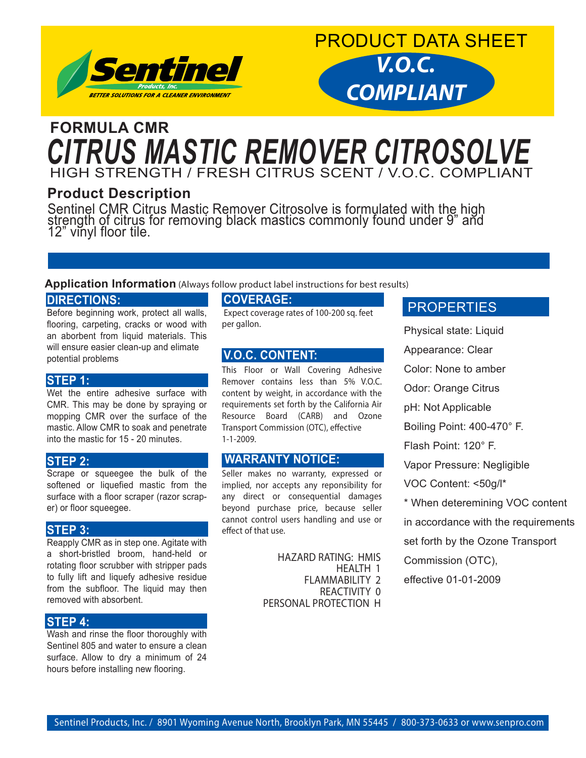Sentinel Products, Inc.

BETTER SOLUTIONS FOR A CLEANER ENVIRONMENT

PRODUCT DATA SHEET

**V.O.C. COMPLIANT**

## FORMULA CMR

# *CITRUS MASTIC REMOVER CITROSOLVE*

HIGH STRENGTH / FRESH CITRUS SCENT / V.O.C. COMPLIANT

## Product Description

Sentinel CMR Citrus Mastic Remover Citrosolve is formulated with the high strength of citrus for removing black mastics commonly found under 9" and 12" vinyl floor tile.

**Application Information** (Always follow product label instructions for best results)

### DIRECTIONS:

Before beginning work, protect all walls, flooring, carpeting, cracks or wood with an aborbent from liquid materials. This will ensure easier clean-up and elimate potential problems

### STEP 1:

Wet the entire adhesive surface with CMR. This may be done by spraying or mopping CMR over the surface of the mastic. Allow CMR to soak and penetrate into the mastic for 15 - 20 minutes.

### STEP 2:

Scrape or squeegee the bulk of the softened or liquefied mastic from the surface with a floor scraper (razor scraper) or floor squeegee.

### STEP 3:

Reapply CMR as in step one. Agitate with a short-bristled broom, hand-held or rotating floor scrubber with stripper pads to fully lift and liquefy adhesive residue from the subfloor. The liquid may then removed with absorbent.

### STEP 4:

Wash and rinse the floor thoroughly with Sentinel 805 and water to ensure a clean surface. Allow to dry a minimum of 24 hours before installing new flooring.

### COVERAGE:

Expect coverage rates of 100-200 sq. feet per gallon.

### V.O.C. CONTENT:

This Floor or Wall Covering Adhesive Remover contains less than 5% V.O.C. content by weight, in accordance with the requirements set forth by the California Air Resource Board (CARB) and Ozone Transport Commission (OTC), effective 1-1-2009.

### WARRANTY NOTICE:

Seller makes no warranty, expressed or implied, nor accepts any reponsibility for any direct or consequential damages beyond purchase price, because seller cannot control users handling and use or effect of that use.

HAZARD RATING: HMIS
HEALTH 1
FLAMMABILITY 2
REACTIVITY 0
PERSONAL PROTECTION H

### PROPERTIES

Physical state: Liquid

Appearance: Clear

Color: None to amber

Odor: Orange Citrus

pH: Not Applicable

Boiling Point: 400-470° F.

Flash Point: 120° F.

Vapor Pressure: Negligible

VOC Content: <50g/l*

* When deteremining VOC content in accordance with the requirements set forth by the Ozone Transport Commission (OTC), effective 01-01-2009

Sentinel Products, Inc. / 8901 Wyoming Avenue North, Brooklyn Park, MN 55445 / 800-373-0633 or www.senpro.com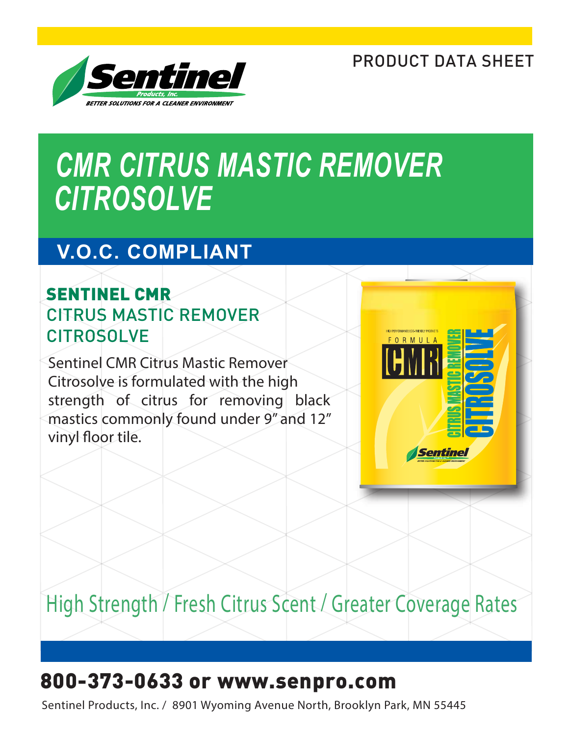PRODUCT DATA SHEET

# CMR CITRUS MASTIC REMOVER CITROSOLVE

## V.O.C. COMPLIANT

### SENTINEL CMR
### CITRUS MASTIC REMOVER CITROSOLVE

Sentinel CMR Citrus Mastic Remover Citrosolve is formulated with the high strength of citrus for removing black mastics commonly found under 9" and 12" vinyl floor tile.

High Strength / Fresh Citrus Scent / Greater Coverage Rates

**800-373-0633 or www.senpro.com**

Sentinel Products, Inc. / 8901 Wyoming Avenue North, Brooklyn Park, MN 55445